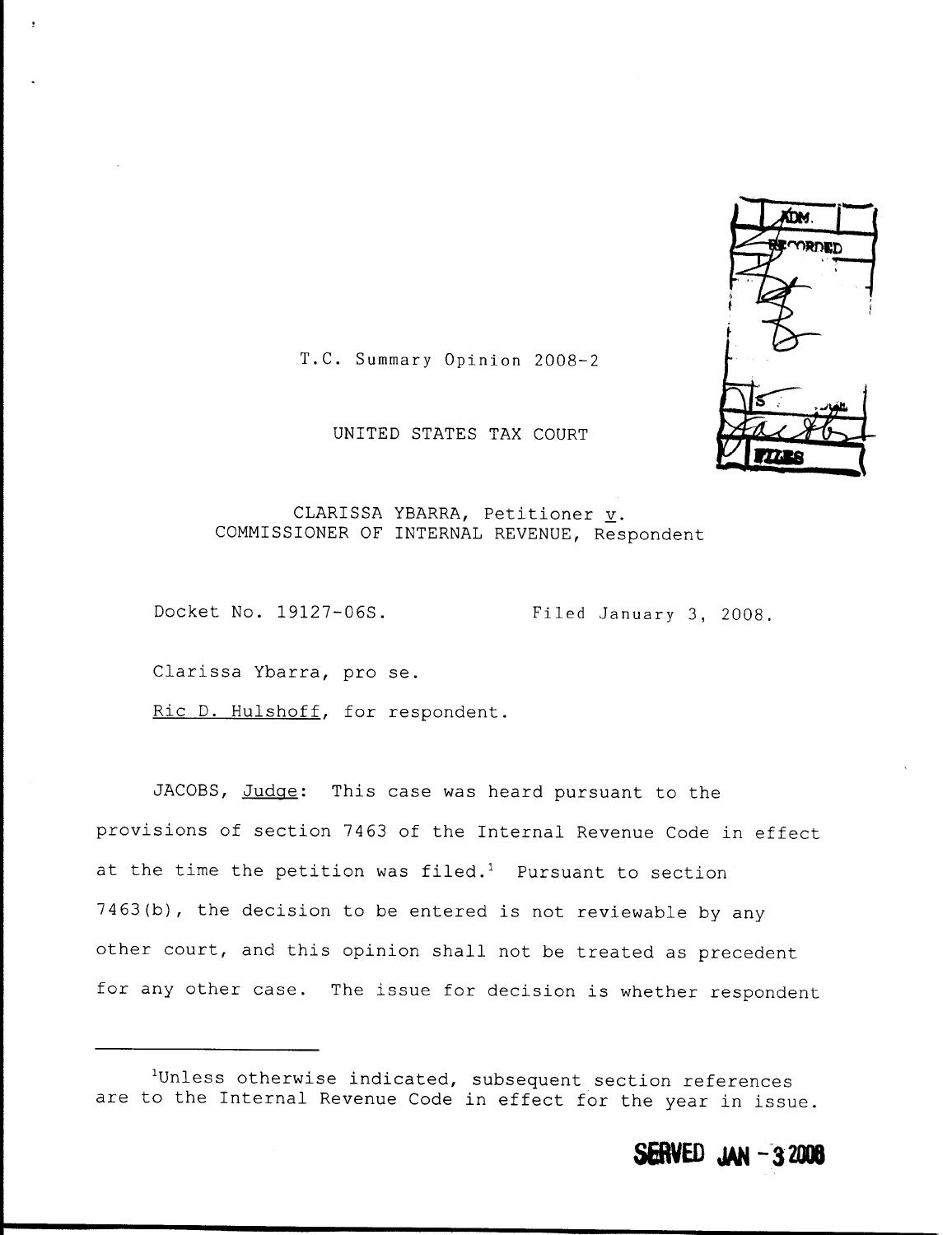T.C. Summary Opinion 2008-2

UNITED STATES TAX COURT

CLARISSA YBARRA, Petitioner v.
COMMISSIONER OF INTERNAL REVENUE, Respondent

Docket No. 19127-06S. Filed January 3, 2008.

Clarissa Ybarra, pro se.

Ric D. Hulshoff, for respondent.

JACOBS, Judge: This case was heard pursuant to the provisions of section 7463 of the Internal Revenue Code in effect at the time the petition was filed.[1] Pursuant to section 7463(b), the decision to be entered is not reviewable by any other court, and this opinion shall not be treated as precedent for any other case. The issue for decision is whether respondent

---

[1] Unless otherwise indicated, subsequent section references are to the Internal Revenue Code in effect for the year in issue.

SERVED JAN - 3 2008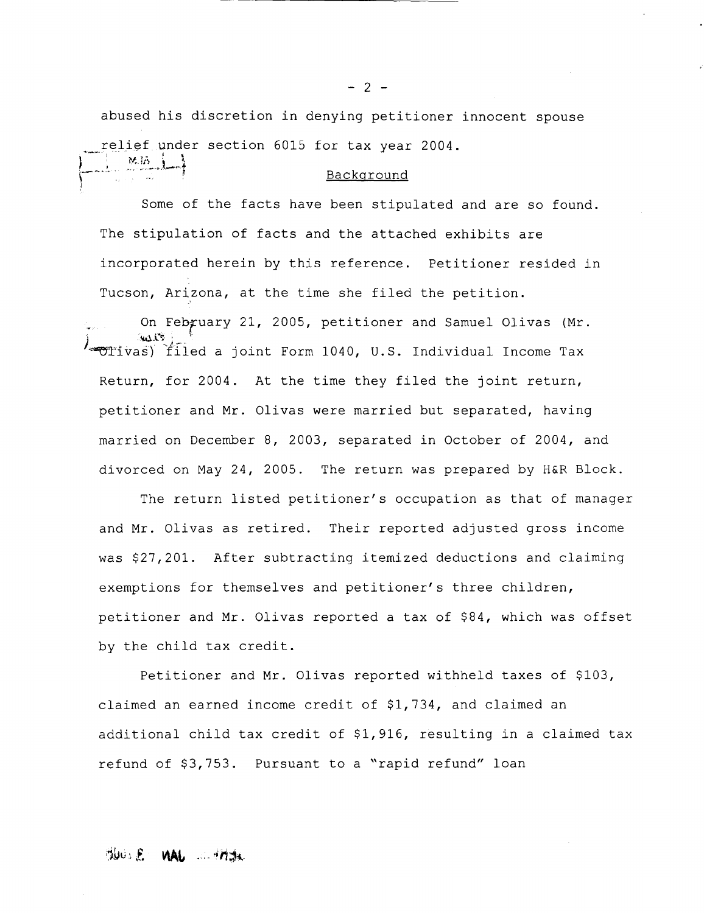abused his discretion in denying petitioner innocent spouse relief under section 6015 for tax year 2004.

## Background

Some of the facts have been stipulated and are so found. The stipulation of facts and the attached exhibits are incorporated herein by this reference. Petitioner resided in Tucson, Arizona, at the time she filed the petition.

On February 21, 2005, petitioner and Samuel Olivas (Mr. Olivas) filed a joint Form 1040, U.S. Individual Income Tax Return, for 2004. At the time they filed the joint return, petitioner and Mr. Olivas were married but separated, having married on December 8, 2003, separated in October of 2004, and divorced on May 24, 2005. The return was prepared by H&R Block.

The return listed petitioner's occupation as that of manager and Mr. Olivas as retired. Their reported adjusted gross income was $27,201. After subtracting itemized deductions and claiming exemptions for themselves and petitioner's three children, petitioner and Mr. Olivas reported a tax of $84, which was offset by the child tax credit.

Petitioner and Mr. Olivas reported withheld taxes of $103, claimed an earned income credit of $1,734, and claimed an additional child tax credit of $1,916, resulting in a claimed tax refund of $3,753. Pursuant to a "rapid refund" loan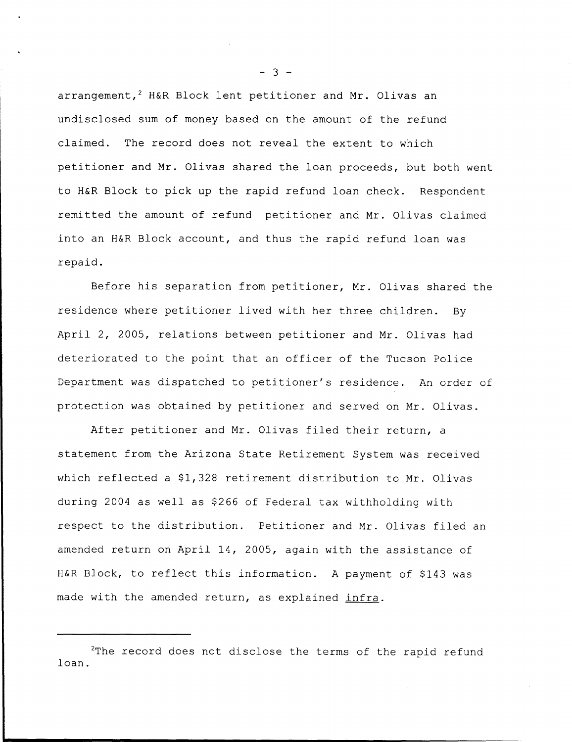arrangement,[2] H&R Block lent petitioner and Mr. Olivas an undisclosed sum of money based on the amount of the refund claimed. The record does not reveal the extent to which petitioner and Mr. Olivas shared the loan proceeds, but both went to H&R Block to pick up the rapid refund loan check. Respondent remitted the amount of refund petitioner and Mr. Olivas claimed into an H&R Block account, and thus the rapid refund loan was repaid.

Before his separation from petitioner, Mr. Olivas shared the residence where petitioner lived with her three children. By April 2, 2005, relations between petitioner and Mr. Olivas had deteriorated to the point that an officer of the Tucson Police Department was dispatched to petitioner's residence. An order of protection was obtained by petitioner and served on Mr. Olivas.

After petitioner and Mr. Olivas filed their return, a statement from the Arizona State Retirement System was received which reflected a $1,328 retirement distribution to Mr. Olivas during 2004 as well as $266 of Federal tax withholding with respect to the distribution. Petitioner and Mr. Olivas filed an amended return on April 14, 2005, again with the assistance of H&R Block, to reflect this information. A payment of $143 was made with the amended return, as explained _infra_.

---

[2]The record does not disclose the terms of the rapid refund loan.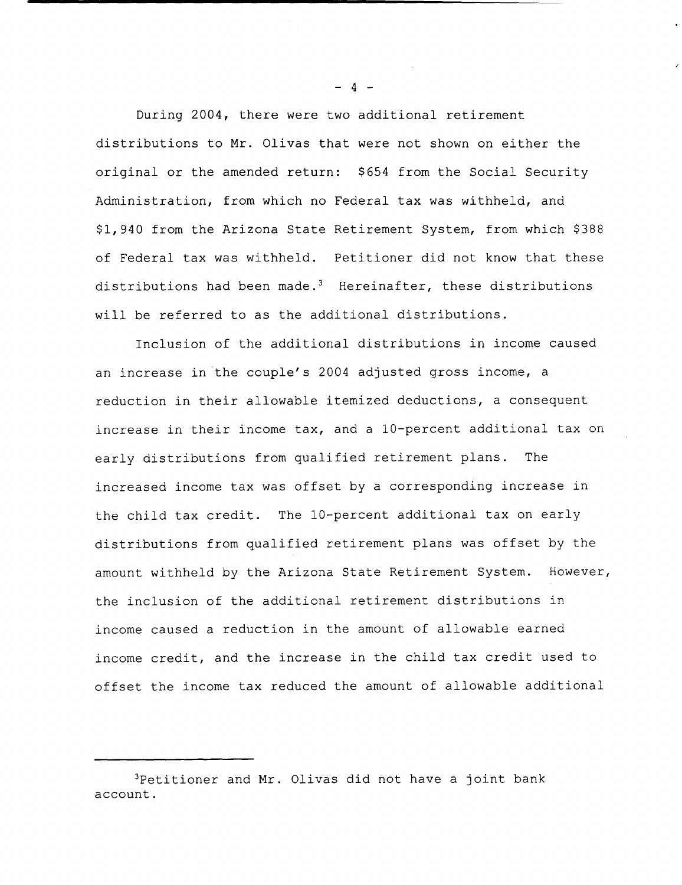During 2004, there were two additional retirement distributions to Mr. Olivas that were not shown on either the original or the amended return: $654 from the Social Security Administration, from which no Federal tax was withheld, and $1,940 from the Arizona State Retirement System, from which $388 of Federal tax was withheld. Petitioner did not know that these distributions had been made.[3] Hereinafter, these distributions will be referred to as the additional distributions.

Inclusion of the additional distributions in income caused an increase in the couple's 2004 adjusted gross income, a reduction in their allowable itemized deductions, a consequent increase in their income tax, and a 10-percent additional tax on early distributions from qualified retirement plans. The increased income tax was offset by a corresponding increase in the child tax credit. The 10-percent additional tax on early distributions from qualified retirement plans was offset by the amount withheld by the Arizona State Retirement System. However, the inclusion of the additional retirement distributions in income caused a reduction in the amount of allowable earned income credit, and the increase in the child tax credit used to offset the income tax reduced the amount of allowable additional

---

[3]Petitioner and Mr. Olivas did not have a joint bank account.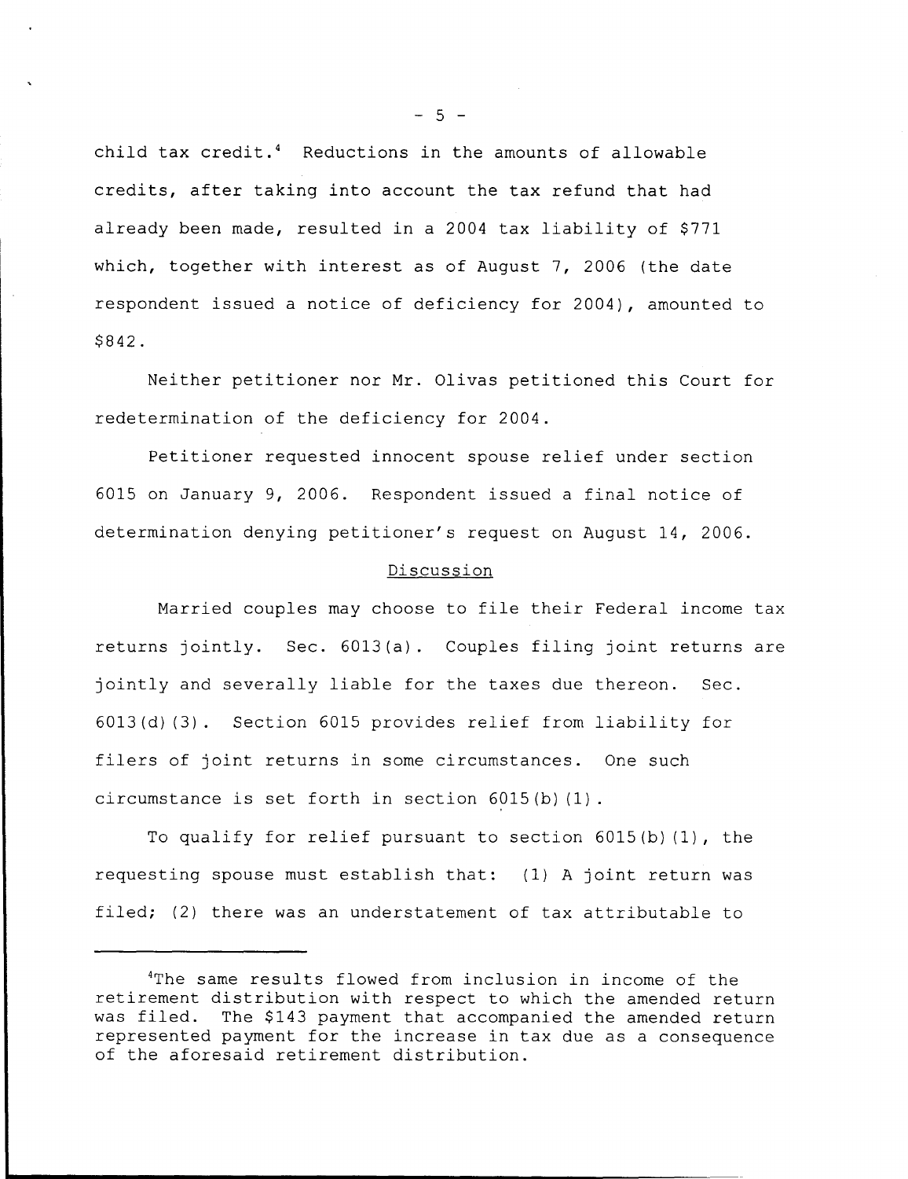child tax credit.[4] Reductions in the amounts of allowable credits, after taking into account the tax refund that had already been made, resulted in a 2004 tax liability of $771 which, together with interest as of August 7, 2006 (the date respondent issued a notice of deficiency for 2004), amounted to $842.

Neither petitioner nor Mr. Olivas petitioned this Court for redetermination of the deficiency for 2004.

Petitioner requested innocent spouse relief under section 6015 on January 9, 2006. Respondent issued a final notice of determination denying petitioner's request on August 14, 2006.

## Discussion

Married couples may choose to file their Federal income tax returns jointly. Sec. 6013(a). Couples filing joint returns are jointly and severally liable for the taxes due thereon. Sec. 6013(d)(3). Section 6015 provides relief from liability for filers of joint returns in some circumstances. One such circumstance is set forth in section 6015(b)(1).

To qualify for relief pursuant to section 6015(b)(1), the requesting spouse must establish that: (1) A joint return was filed; (2) there was an understatement of tax attributable to

---

[4]The same results flowed from inclusion in income of the retirement distribution with respect to which the amended return was filed. The $143 payment that accompanied the amended return represented payment for the increase in tax due as a consequence of the aforesaid retirement distribution.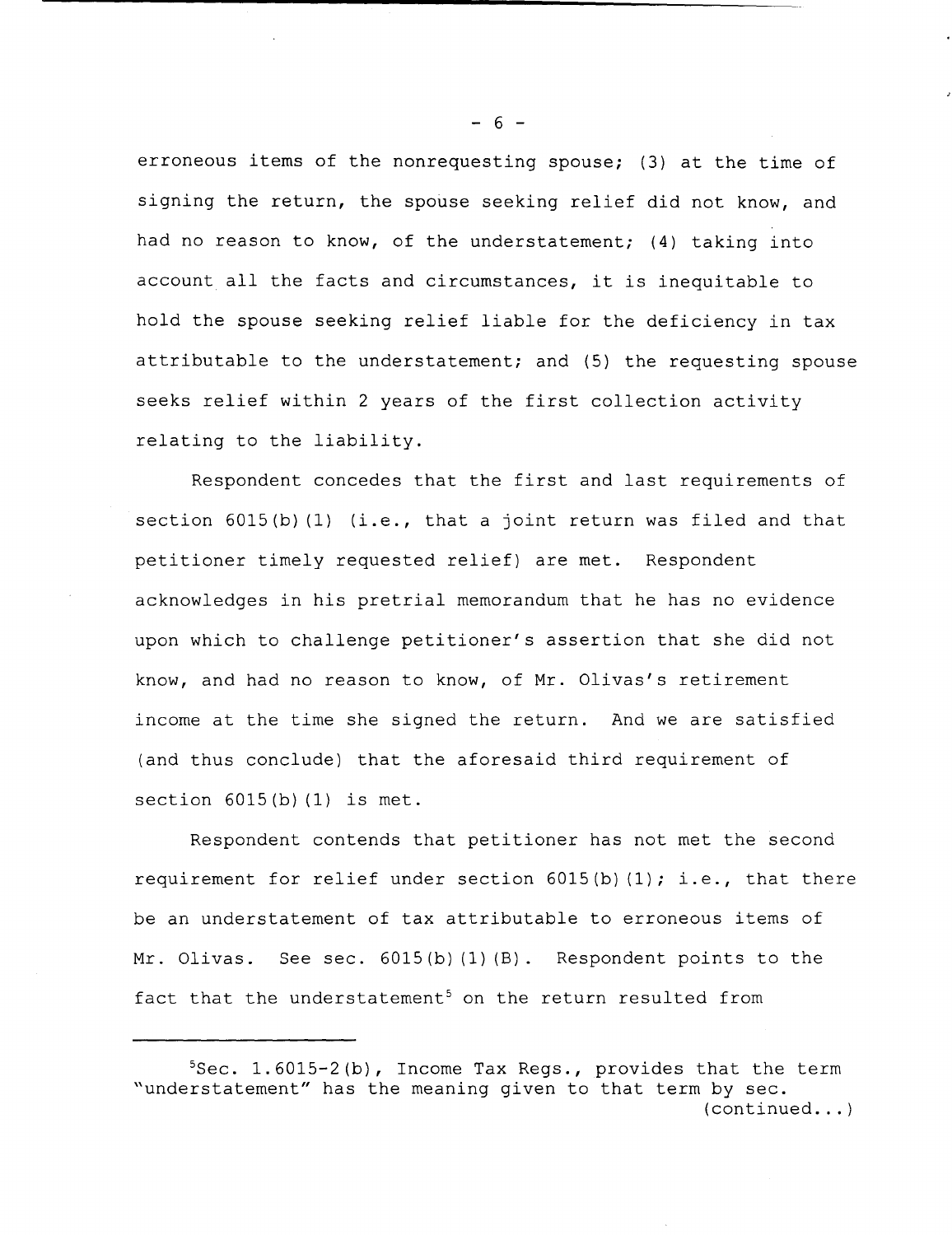erroneous items of the nonrequesting spouse; (3) at the time of signing the return, the spouse seeking relief did not know, and had no reason to know, of the understatement; (4) taking into account all the facts and circumstances, it is inequitable to hold the spouse seeking relief liable for the deficiency in tax attributable to the understatement; and (5) the requesting spouse seeks relief within 2 years of the first collection activity relating to the liability.

Respondent concedes that the first and last requirements of section 6015(b)(1) (i.e., that a joint return was filed and that petitioner timely requested relief) are met. Respondent acknowledges in his pretrial memorandum that he has no evidence upon which to challenge petitioner's assertion that she did not know, and had no reason to know, of Mr. Olivas's retirement income at the time she signed the return. And we are satisfied (and thus conclude) that the aforesaid third requirement of section 6015(b)(1) is met.

Respondent contends that petitioner has not met the second requirement for relief under section 6015(b)(1); i.e., that there be an understatement of tax attributable to erroneous items of Mr. Olivas. See sec. 6015(b)(1)(B). Respondent points to the fact that the understatement[5] on the return resulted from

---

[5]Sec. 1.6015-2(b), Income Tax Regs., provides that the term "understatement" has the meaning given to that term by sec. (continued...)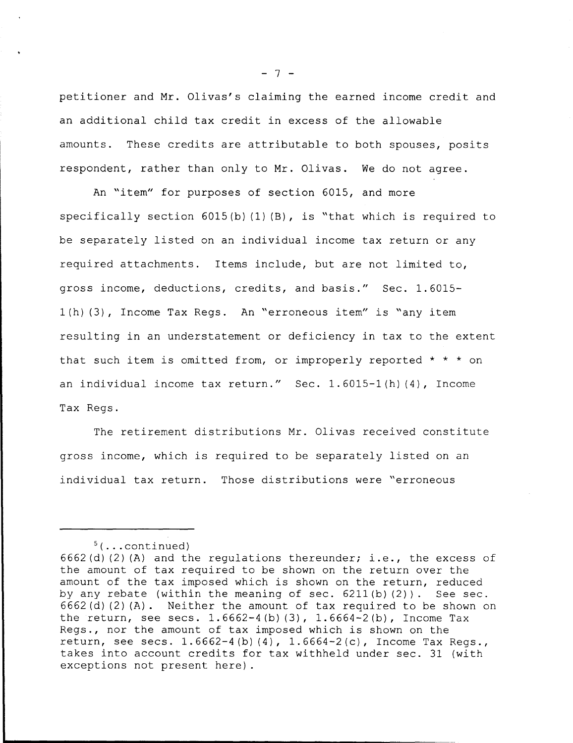petitioner and Mr. Olivas's claiming the earned income credit and an additional child tax credit in excess of the allowable amounts. These credits are attributable to both spouses, posits respondent, rather than only to Mr. Olivas. We do not agree.

An "item" for purposes of section 6015, and more specifically section 6015(b)(1)(B), is "that which is required to be separately listed on an individual income tax return or any required attachments. Items include, but are not limited to, gross income, deductions, credits, and basis." Sec. 1.6015-1(h)(3), Income Tax Regs. An "erroneous item" is "any item resulting in an understatement or deficiency in tax to the extent that such item is omitted from, or improperly reported * * * on an individual income tax return." Sec. 1.6015-1(h)(4), Income Tax Regs.

The retirement distributions Mr. Olivas received constitute gross income, which is required to be separately listed on an individual tax return. Those distributions were "erroneous

---

[5](...continued)
6662(d)(2)(A) and the regulations thereunder; i.e., the excess of the amount of tax required to be shown on the return over the amount of the tax imposed which is shown on the return, reduced by any rebate (within the meaning of sec. 6211(b)(2)). See sec. 6662(d)(2)(A). Neither the amount of tax required to be shown on the return, see secs. 1.6662-4(b)(3), 1.6664-2(b), Income Tax Regs., nor the amount of tax imposed which is shown on the return, see secs. 1.6662-4(b)(4), 1.6664-2(c), Income Tax Regs., takes into account credits for tax withheld under sec. 31 (with exceptions not present here).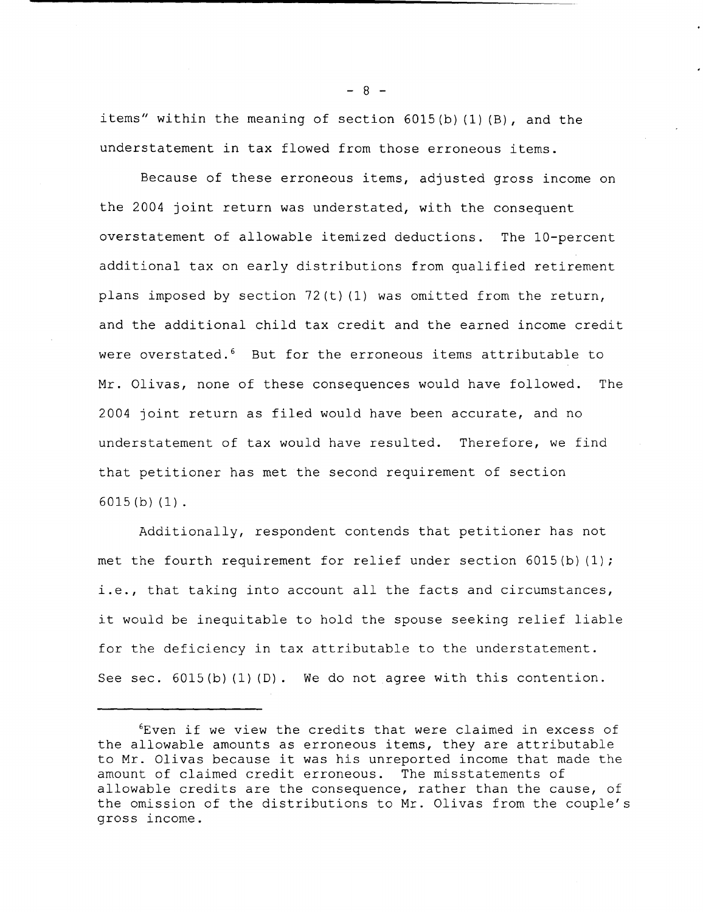items" within the meaning of section 6015(b)(1)(B), and the understatement in tax flowed from those erroneous items.

Because of these erroneous items, adjusted gross income on the 2004 joint return was understated, with the consequent overstatement of allowable itemized deductions. The 10-percent additional tax on early distributions from qualified retirement plans imposed by section 72(t)(1) was omitted from the return, and the additional child tax credit and the earned income credit were overstated.[6] But for the erroneous items attributable to Mr. Olivas, none of these consequences would have followed. The 2004 joint return as filed would have been accurate, and no understatement of tax would have resulted. Therefore, we find that petitioner has met the second requirement of section 6015(b)(1).

Additionally, respondent contends that petitioner has not met the fourth requirement for relief under section 6015(b)(1); i.e., that taking into account all the facts and circumstances, it would be inequitable to hold the spouse seeking relief liable for the deficiency in tax attributable to the understatement. See sec. 6015(b)(1)(D). We do not agree with this contention.

---

[6]Even if we view the credits that were claimed in excess of the allowable amounts as erroneous items, they are attributable to Mr. Olivas because it was his unreported income that made the amount of claimed credit erroneous. The misstatements of allowable credits are the consequence, rather than the cause, of the omission of the distributions to Mr. Olivas from the couple's gross income.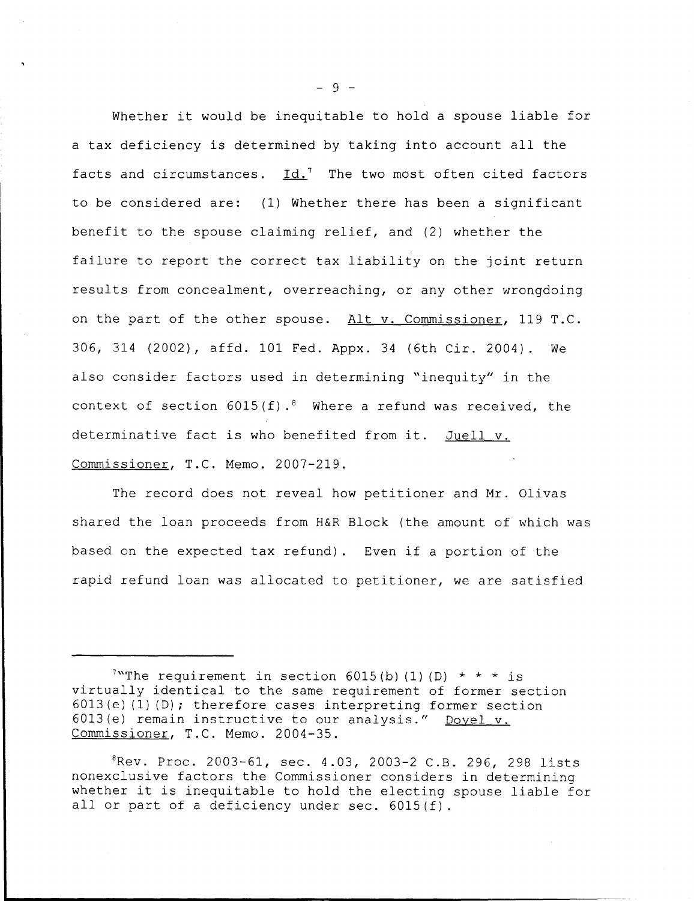Whether it would be inequitable to hold a spouse liable for a tax deficiency is determined by taking into account all the facts and circumstances. Id.[7] The two most often cited factors to be considered are: (1) Whether there has been a significant benefit to the spouse claiming relief, and (2) whether the failure to report the correct tax liability on the joint return results from concealment, overreaching, or any other wrongdoing on the part of the other spouse. Alt v. Commissioner, 119 T.C. 306, 314 (2002), affd. 101 Fed. Appx. 34 (6th Cir. 2004). We also consider factors used in determining "inequity" in the context of section 6015(f).[8] Where a refund was received, the determinative fact is who benefited from it. Juell v. Commissioner, T.C. Memo. 2007-219.

The record does not reveal how petitioner and Mr. Olivas shared the loan proceeds from H&R Block (the amount of which was based on the expected tax refund). Even if a portion of the rapid refund loan was allocated to petitioner, we are satisfied

---

[7]"The requirement in section 6015(b)(1)(D) * * * is virtually identical to the same requirement of former section 6013(e)(1)(D); therefore cases interpreting former section 6013(e) remain instructive to our analysis." Doyel v. Commissioner, T.C. Memo. 2004-35.

[8]Rev. Proc. 2003-61, sec. 4.03, 2003-2 C.B. 296, 298 lists nonexclusive factors the Commissioner considers in determining whether it is inequitable to hold the electing spouse liable for all or part of a deficiency under sec. 6015(f).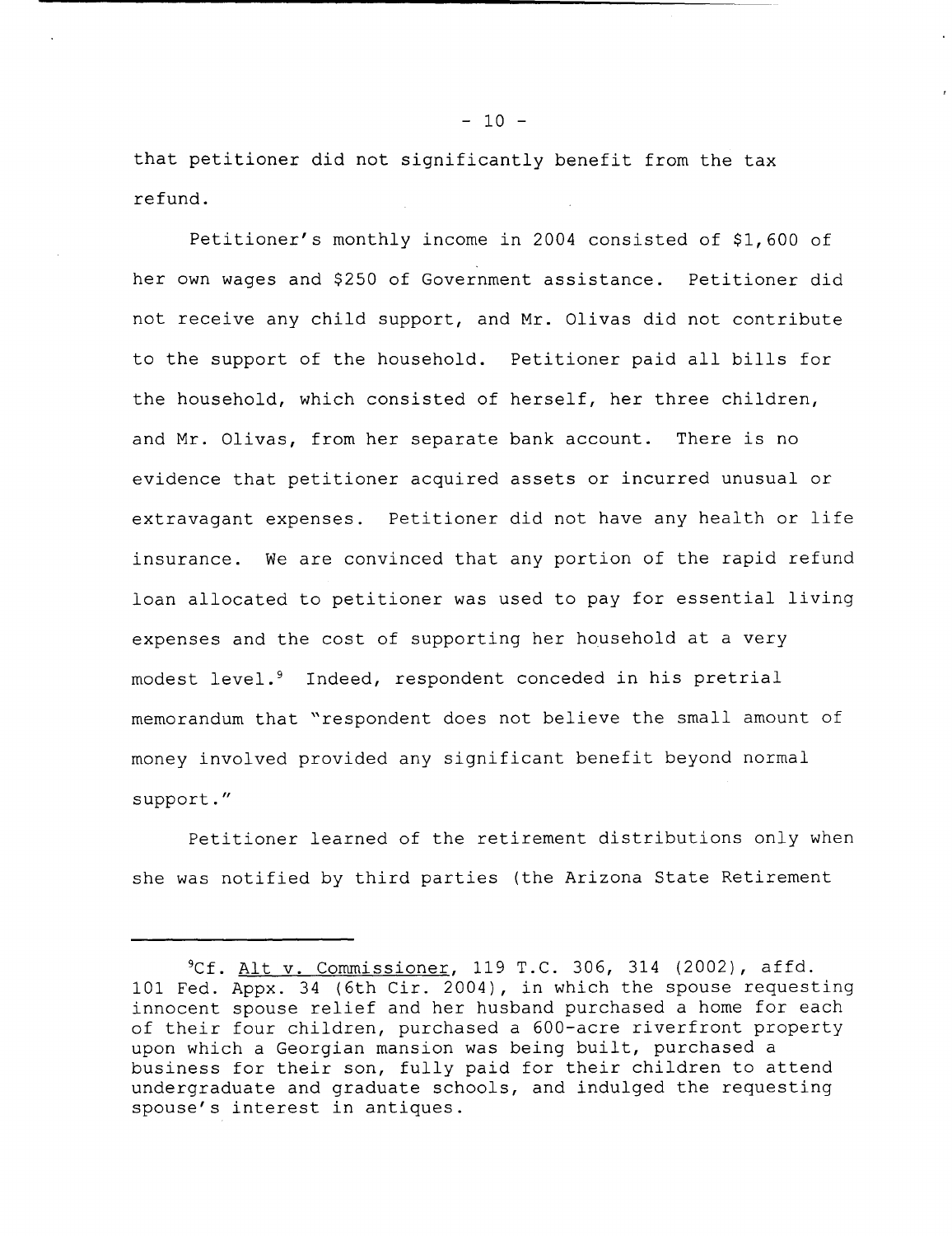that petitioner did not significantly benefit from the tax refund.

Petitioner's monthly income in 2004 consisted of $1,600 of her own wages and $250 of Government assistance. Petitioner did not receive any child support, and Mr. Olivas did not contribute to the support of the household. Petitioner paid all bills for the household, which consisted of herself, her three children, and Mr. Olivas, from her separate bank account. There is no evidence that petitioner acquired assets or incurred unusual or extravagant expenses. Petitioner did not have any health or life insurance. We are convinced that any portion of the rapid refund loan allocated to petitioner was used to pay for essential living expenses and the cost of supporting her household at a very modest level.[9] Indeed, respondent conceded in his pretrial memorandum that "respondent does not believe the small amount of money involved provided any significant benefit beyond normal support."

Petitioner learned of the retirement distributions only when she was notified by third parties (the Arizona State Retirement

---

[9]Cf. Alt v. Commissioner, 119 T.C. 306, 314 (2002), affd. 101 Fed. Appx. 34 (6th Cir. 2004), in which the spouse requesting innocent spouse relief and her husband purchased a home for each of their four children, purchased a 600-acre riverfront property upon which a Georgian mansion was being built, purchased a business for their son, fully paid for their children to attend undergraduate and graduate schools, and indulged the requesting spouse's interest in antiques.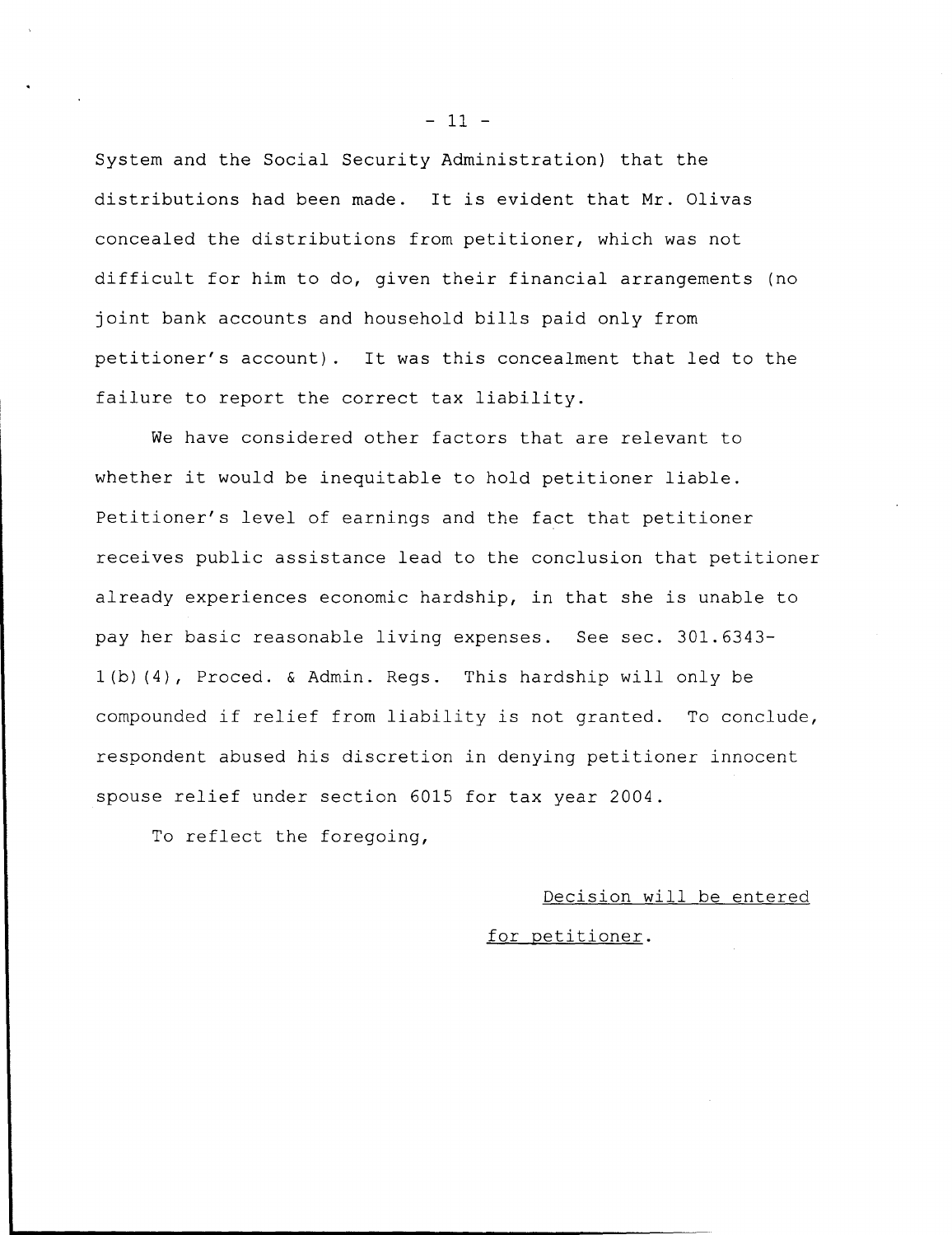System and the Social Security Administration) that the distributions had been made. It is evident that Mr. Olivas concealed the distributions from petitioner, which was not difficult for him to do, given their financial arrangements (no joint bank accounts and household bills paid only from petitioner's account). It was this concealment that led to the failure to report the correct tax liability.

We have considered other factors that are relevant to whether it would be inequitable to hold petitioner liable. Petitioner's level of earnings and the fact that petitioner receives public assistance lead to the conclusion that petitioner already experiences economic hardship, in that she is unable to pay her basic reasonable living expenses. See sec. 301.6343-1(b)(4), Proced. & Admin. Regs. This hardship will only be compounded if relief from liability is not granted. To conclude, respondent abused his discretion in denying petitioner innocent spouse relief under section 6015 for tax year 2004.

To reflect the foregoing,

Decision will be entered for petitioner.